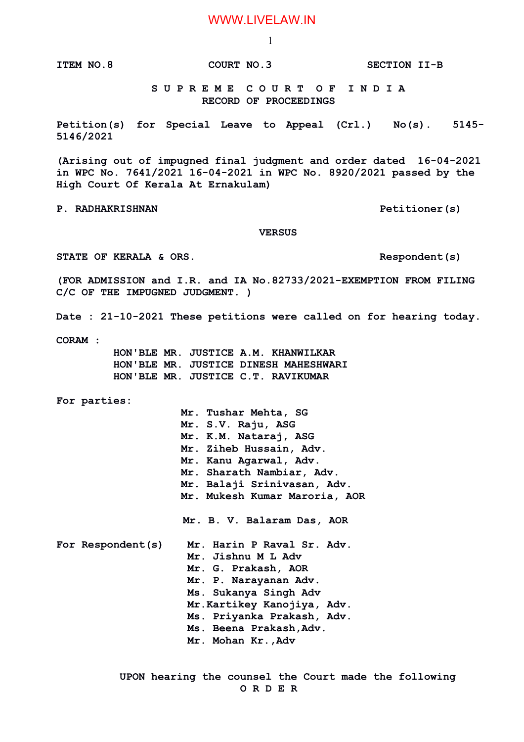ITEM NO.8 COURT NO.3 SECTION II-B

**S U P R E M E C O U R T O F I N D I A**
**RECORD OF PROCEEDINGS**

**Petition(s) for Special Leave to Appeal (Crl.) No(s). 5145-5146/2021**

**(Arising out of impugned final judgment and order dated 16-04-2021 in WPC No. 7641/2021 16-04-2021 in WPC No. 8920/2021 passed by the High Court Of Kerala At Ernakulam)**

**P. RADHAKRISHNAN** Petitioner(s)

**VERSUS**

**STATE OF KERALA & ORS.** Respondent(s)

**(FOR ADMISSION and I.R. and IA No.82733/2021-EXEMPTION FROM FILING C/C OF THE IMPUGNED JUDGMENT. )**

**Date : 21-10-2021 These petitions were called on for hearing today.**

**CORAM :**
HON'BLE MR. JUSTICE A.M. KHANWILKAR
HON'BLE MR. JUSTICE DINESH MAHESHWARI
HON'BLE MR. JUSTICE C.T. RAVIKUMAR

**For parties:**
Mr. Tushar Mehta, SG
Mr. S.V. Raju, ASG
Mr. K.M. Nataraj, ASG
Mr. Ziheb Hussain, Adv.
Mr. Kanu Agarwal, Adv.
Mr. Sharath Nambiar, Adv.
Mr. Balaji Srinivasan, Adv.
Mr. Mukesh Kumar Maroria, AOR

Mr. B. V. Balaram Das, AOR

**For Respondent(s)**
Mr. Harin P Raval Sr. Adv.
Mr. Jishnu M L Adv
Mr. G. Prakash, AOR
Mr. P. Narayanan Adv.
Ms. Sukanya Singh Adv
Mr.Kartikey Kanojiya, Adv.
Ms. Priyanka Prakash, Adv.
Ms. Beena Prakash,Adv.
Mr. Mohan Kr.,Adv

UPON hearing the counsel the Court made the following
**O R D E R**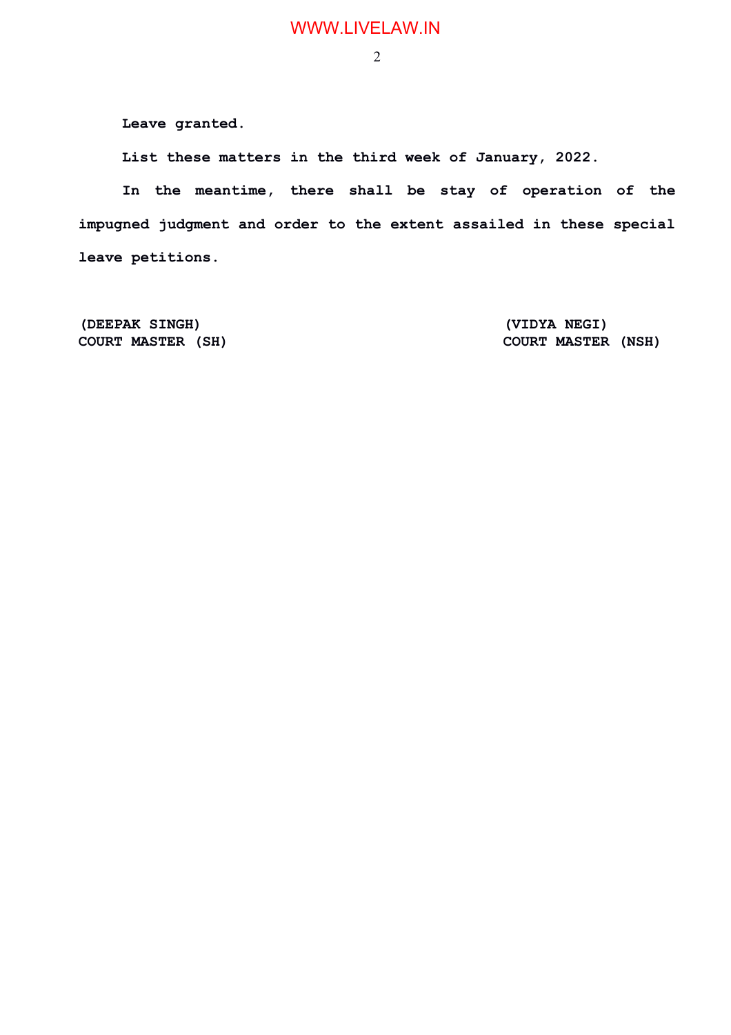**Leave granted.**

**List these matters in the third week of January, 2022.**

**In the meantime, there shall be stay of operation of the impugned judgment and order to the extent assailed in these special leave petitions.**

| | |
|---|---|
| **(DEEPAK SINGH)** | **(VIDYA NEGI)** |
| **COURT MASTER (SH)** | **COURT MASTER (NSH)** |